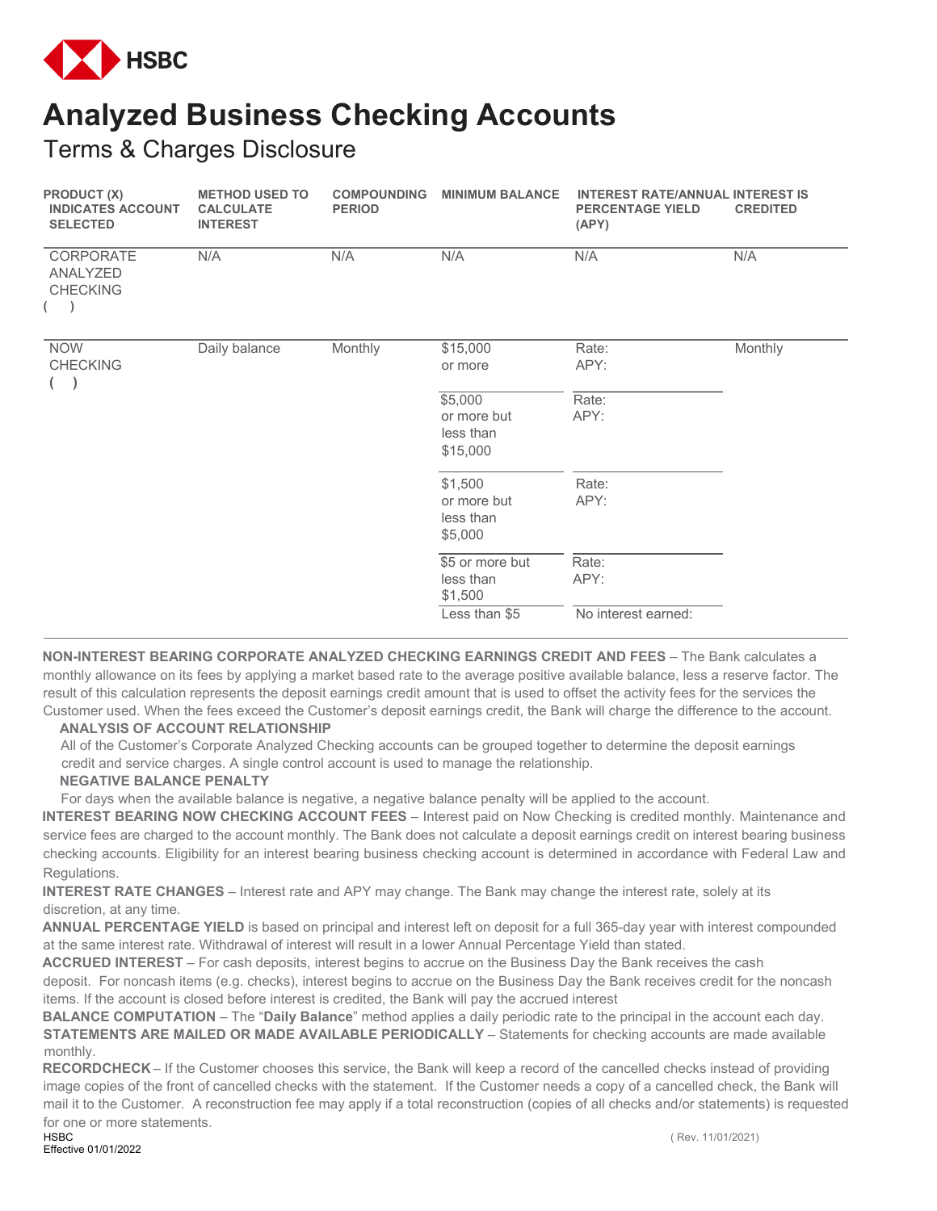HSBC

# Analyzed Business Checking Accounts

## Terms & Charges Disclosure

| PRODUCT (X) INDICATES ACCOUNT SELECTED | METHOD USED TO CALCULATE INTEREST | COMPOUNDING PERIOD | MINIMUM BALANCE | INTEREST RATE/ANNUAL PERCENTAGE YIELD (APY) | INTEREST IS CREDITED |
|---|---|---|---|---|---|
| CORPORATE ANALYZED CHECKING ( ) | N/A | N/A | N/A | N/A | N/A |
| NOW CHECKING ( ) | Daily balance | Monthly | $15,000 or more | Rate: APY: | Monthly |
| | | | $5,000 or more but less than $15,000 | Rate: APY: | |
| | | | $1,500 or more but less than $5,000 | Rate: APY: | |
| | | | $5 or more but less than $1,500 | Rate: APY: | |
| | | | Less than $5 | No interest earned: | |

**NON-INTEREST BEARING CORPORATE ANALYZED CHECKING EARNINGS CREDIT AND FEES** – The Bank calculates a monthly allowance on its fees by applying a market based rate to the average positive available balance, less a reserve factor. The result of this calculation represents the deposit earnings credit amount that is used to offset the activity fees for the services the Customer used. When the fees exceed the Customer's deposit earnings credit, the Bank will charge the difference to the account.

**ANALYSIS OF ACCOUNT RELATIONSHIP**

All of the Customer's Corporate Analyzed Checking accounts can be grouped together to determine the deposit earnings credit and service charges. A single control account is used to manage the relationship.

**NEGATIVE BALANCE PENALTY**

For days when the available balance is negative, a negative balance penalty will be applied to the account.

**INTEREST BEARING NOW CHECKING ACCOUNT FEES** – Interest paid on Now Checking is credited monthly. Maintenance and service fees are charged to the account monthly. The Bank does not calculate a deposit earnings credit on interest bearing business checking accounts. Eligibility for an interest bearing business checking account is determined in accordance with Federal Law and Regulations.

**INTEREST RATE CHANGES** – Interest rate and APY may change. The Bank may change the interest rate, solely at its discretion, at any time.

**ANNUAL PERCENTAGE YIELD** is based on principal and interest left on deposit for a full 365-day year with interest compounded at the same interest rate. Withdrawal of interest will result in a lower Annual Percentage Yield than stated.

**ACCRUED INTEREST** – For cash deposits, interest begins to accrue on the Business Day the Bank receives the cash deposit. For noncash items (e.g. checks), interest begins to accrue on the Business Day the Bank receives credit for the noncash items. If the account is closed before interest is credited, the Bank will pay the accrued interest

**BALANCE COMPUTATION** – The "**Daily Balance**" method applies a daily periodic rate to the principal in the account each day.

**STATEMENTS ARE MAILED OR MADE AVAILABLE PERIODICALLY** – Statements for checking accounts are made available monthly.

**RECORDCHECK** – If the Customer chooses this service, the Bank will keep a record of the cancelled checks instead of providing image copies of the front of cancelled checks with the statement. If the Customer needs a copy of a cancelled check, the Bank will mail it to the Customer. A reconstruction fee may apply if a total reconstruction (copies of all checks and/or statements) is requested for one or more statements.

HSBC
Effective 01/01/2022 ( Rev. 11/01/2021)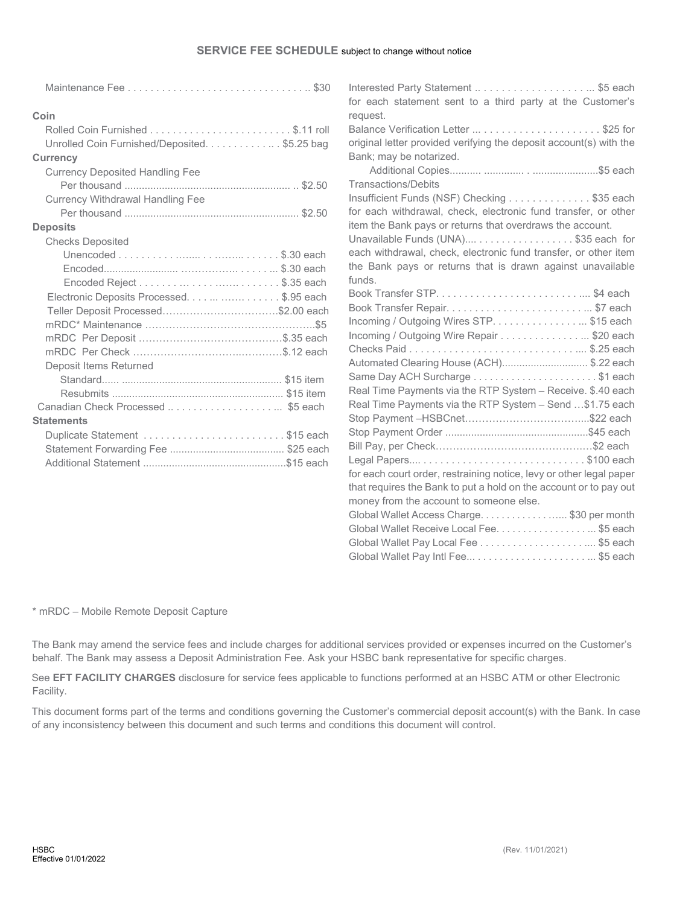## SERVICE FEE SCHEDULE subject to change without notice

Maintenance Fee . . . . . . . . . . . . . . . . . . . . . . . . . . . . . . . . .. $30

**Coin**

- Rolled Coin Furnished . . . . . . . . . . . . . . . . . . . . . . . . . $.11 roll
- Unrolled Coin Furnished/Deposited. . . . . . . . . . . . .. . $5.25 bag

**Currency**

- Currency Deposited Handling Fee
  - Per thousand .......................................................... .. $2.50
- Currency Withdrawal Handling Fee
  - Per thousand ............................................................ $2.50

**Deposits**

- Checks Deposited
  - Unencoded . . . . . . . . . . ….... . . …….. . . . . . . $.30 each
  - Encoded......................... ……………. . . . . . ... $.30 each
  - Encoded Reject . . . . . . . .. . . . . . …. . . . . . . . $.35 each
- Electronic Deposits Processed. . . . .. ……. . . . . . . $.95 each
- Teller Deposit Processed…………………………….$2.00 each
- mRDC* Maintenance ……………………………………………..$5
- mRDC Per Deposit ……………………………………$.35 each
- mRDC Per Check ………………………..………….$.12 each
- Deposit Items Returned
  - Standard...... ....................................................... $15 item
  - Resubmits ........................................................... $15 item
- Canadian Check Processed .. . . . . . . . . . . . . . . . . . ... $5 each

**Statements**

- Duplicate Statement . . . . . . . . . . . . . . . . . . . . . . . . . $15 each
- Statement Forwarding Fee ........................................ $25 each
- Additional Statement .................................................$15 each

Interested Party Statement .. . . . . . . . . . . . . . . . . . . ... $5 each for each statement sent to a third party at the Customer's request.

Balance Verification Letter ... . . . . . . . . . . . . . . . . . . . . $25 for original letter provided verifying the deposit account(s) with the Bank; may be notarized.

- Additional Copies........... ............. . .......................$5 each

Transactions/Debits

Insufficient Funds (NSF) Checking . . . . . . . . . . . . . . $35 each for each withdrawal, check, electronic fund transfer, or other item the Bank pays or returns that overdraws the account.

Unavailable Funds (UNA).... . . . . . . . . . . . . . . . . . $35 each for each withdrawal, check, electronic fund transfer, or other item the Bank pays or returns that is drawn against unavailable funds.

- Book Transfer STP. . . . . . . . . . . . . . . . . . . . . . . . . . .... $4 each
- Book Transfer Repair. . . . . . . . . . . . . . . . . . . . . . . . . ... $7 each
- Incoming / Outgoing Wires STP. . . . . . . . . . . . . . . . ... $15 each
- Incoming / Outgoing Wire Repair . . . . . . . . . . . . . . . ... $20 each
- Checks Paid . . . . . . . . . . . . . . . . . . . . . . . . . . . . . .... $.25 each
- Automated Clearing House (ACH).............................. $.22 each
- Same Day ACH Surcharge . . . . . . . . . . . . . . . . . . . . . . . $1 each
- Real Time Payments via the RTP System – Receive. $.40 each
- Real Time Payments via the RTP System – Send …$1.75 each
- Stop Payment –HSBCnet……………………………...$22 each
- Stop Payment Order .................................................$45 each
- Bill Pay, per Check………………………………………$2 each

Legal Papers.... . . . . . . . . . . . . . . . . . . . . . . . . . . . . $100 each for each court order, restraining notice, levy or other legal paper that requires the Bank to put a hold on the account or to pay out money from the account to someone else.

- Global Wallet Access Charge. . . . . . . . . . . . . . …... $30 per month
- Global Wallet Receive Local Fee. . . . . . . . . . . . . . . . . . ... $5 each
- Global Wallet Pay Local Fee . . . . . . . . . . . . . . . . . . . .... $5 each
- Global Wallet Pay Intl Fee... . . . . . . . . . . . . . . . . . . . . ... $5 each

\* mRDC – Mobile Remote Deposit Capture

The Bank may amend the service fees and include charges for additional services provided or expenses incurred on the Customer's behalf. The Bank may assess a Deposit Administration Fee. Ask your HSBC bank representative for specific charges.

See **EFT FACILITY CHARGES** disclosure for service fees applicable to functions performed at an HSBC ATM or other Electronic Facility.

This document forms part of the terms and conditions governing the Customer's commercial deposit account(s) with the Bank. In case of any inconsistency between this document and such terms and conditions this document will control.

HSBC
Effective 01/01/2022 (Rev. 11/01/2021)